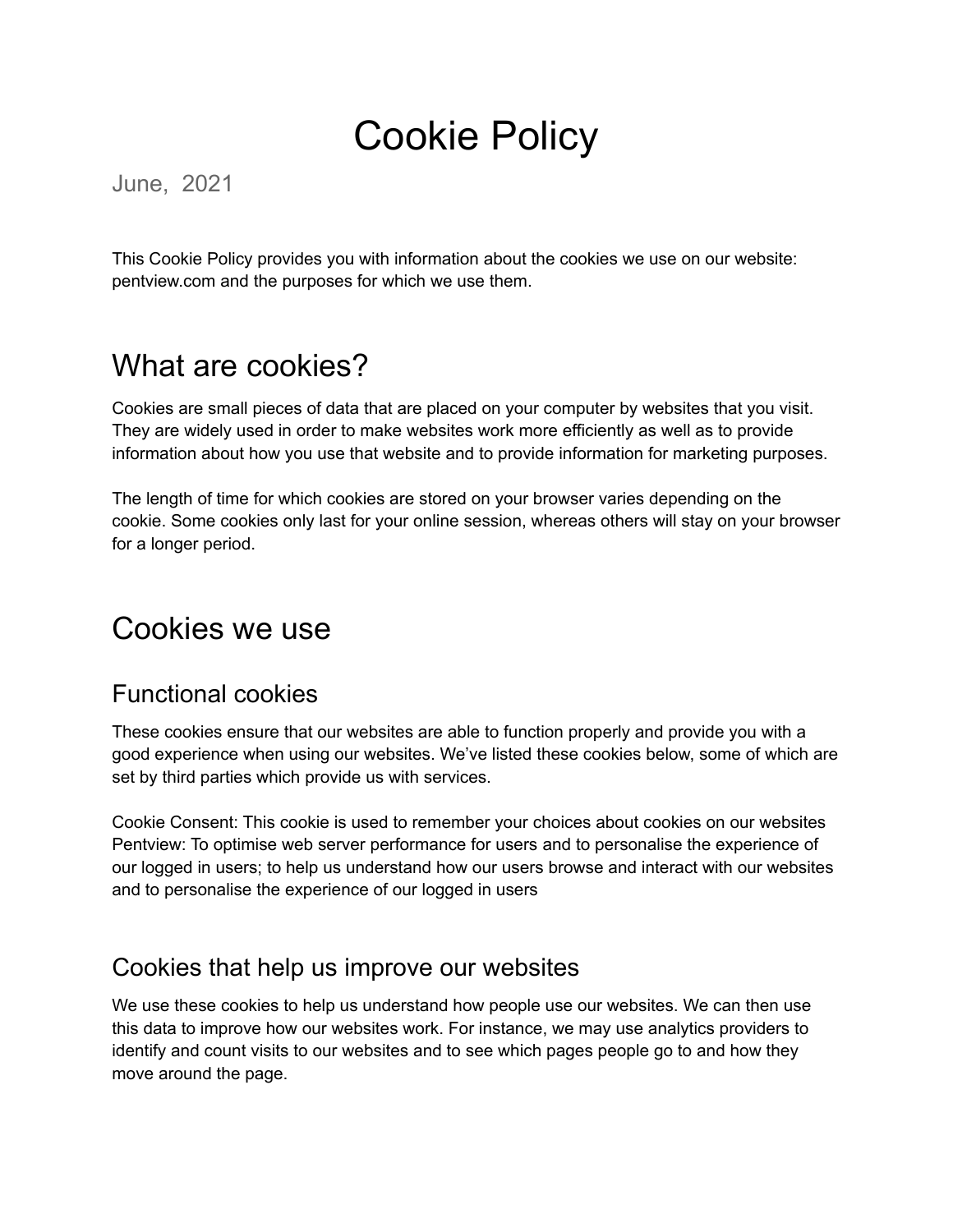# Cookie Policy

June, 2021

This Cookie Policy provides you with information about the cookies we use on our website: pentview.com and the purposes for which we use them.

## What are cookies?

Cookies are small pieces of data that are placed on your computer by websites that you visit. They are widely used in order to make websites work more efficiently as well as to provide information about how you use that website and to provide information for marketing purposes.

The length of time for which cookies are stored on your browser varies depending on the cookie. Some cookies only last for your online session, whereas others will stay on your browser for a longer period.

## Cookies we use

### Functional cookies

These cookies ensure that our websites are able to function properly and provide you with a good experience when using our websites. We've listed these cookies below, some of which are set by third parties which provide us with services.

Cookie Consent: This cookie is used to remember your choices about cookies on our websites
Pentview: To optimise web server performance for users and to personalise the experience of our logged in users; to help us understand how our users browse and interact with our websites and to personalise the experience of our logged in users

### Cookies that help us improve our websites

We use these cookies to help us understand how people use our websites. We can then use this data to improve how our websites work. For instance, we may use analytics providers to identify and count visits to our websites and to see which pages people go to and how they move around the page.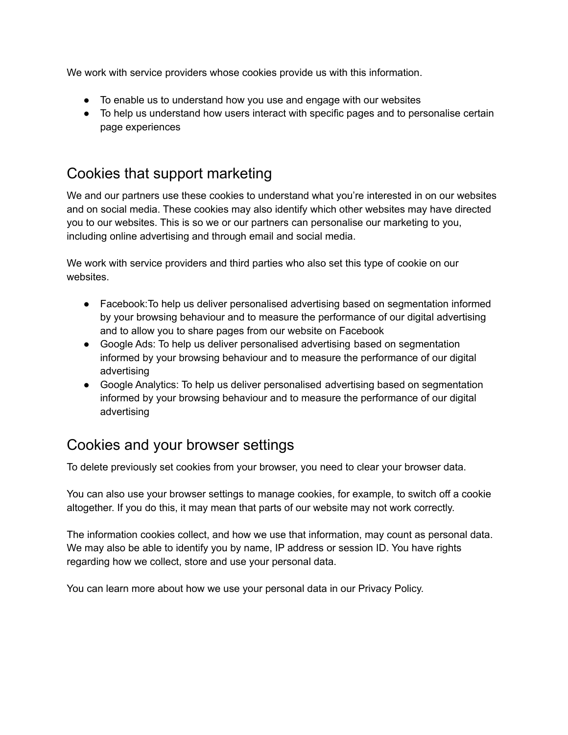We work with service providers whose cookies provide us with this information.

- To enable us to understand how you use and engage with our websites
- To help us understand how users interact with specific pages and to personalise certain page experiences

## Cookies that support marketing

We and our partners use these cookies to understand what you're interested in on our websites and on social media. These cookies may also identify which other websites may have directed you to our websites. This is so we or our partners can personalise our marketing to you, including online advertising and through email and social media.

We work with service providers and third parties who also set this type of cookie on our websites.

- Facebook:To help us deliver personalised advertising based on segmentation informed by your browsing behaviour and to measure the performance of our digital advertising and to allow you to share pages from our website on Facebook
- Google Ads: To help us deliver personalised advertising based on segmentation informed by your browsing behaviour and to measure the performance of our digital advertising
- Google Analytics: To help us deliver personalised advertising based on segmentation informed by your browsing behaviour and to measure the performance of our digital advertising

## Cookies and your browser settings

To delete previously set cookies from your browser, you need to clear your browser data.

You can also use your browser settings to manage cookies, for example, to switch off a cookie altogether. If you do this, it may mean that parts of our website may not work correctly.

The information cookies collect, and how we use that information, may count as personal data. We may also be able to identify you by name, IP address or session ID. You have rights regarding how we collect, store and use your personal data.

You can learn more about how we use your personal data in our Privacy Policy.